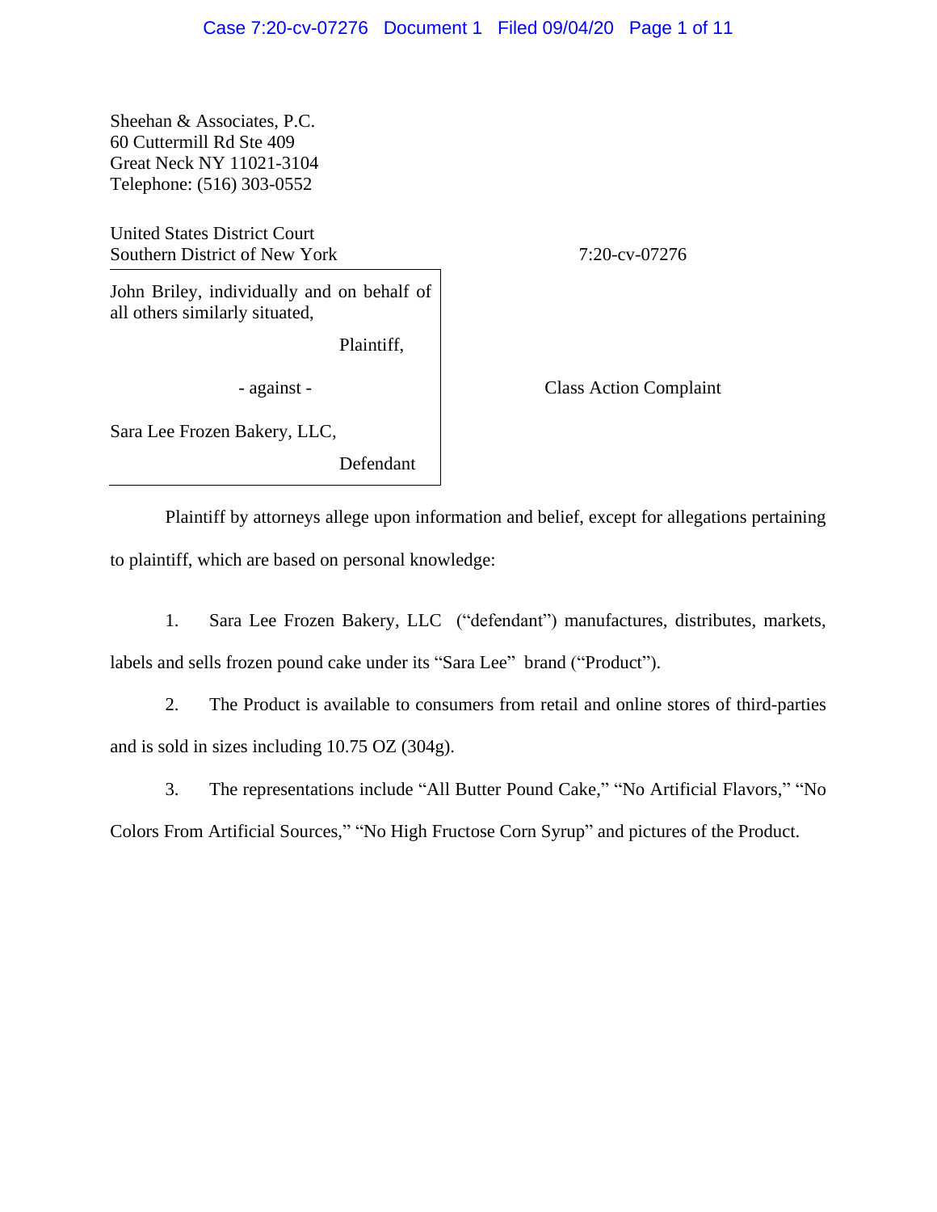Sheehan & Associates, P.C.
60 Cuttermill Rd Ste 409
Great Neck NY 11021-3104
Telephone: (516) 303-0552

United States District Court
Southern District of New York

7:20-cv-07276

John Briley, individually and on behalf of all others similarly situated,

Plaintiff,

- against -

Sara Lee Frozen Bakery, LLC,

Defendant

Class Action Complaint

Plaintiff by attorneys allege upon information and belief, except for allegations pertaining to plaintiff, which are based on personal knowledge:

1. Sara Lee Frozen Bakery, LLC ("defendant") manufactures, distributes, markets, labels and sells frozen pound cake under its "Sara Lee" brand ("Product").

2. The Product is available to consumers from retail and online stores of third-parties and is sold in sizes including 10.75 OZ (304g).

3. The representations include "All Butter Pound Cake," "No Artificial Flavors," "No Colors From Artificial Sources," "No High Fructose Corn Syrup" and pictures of the Product.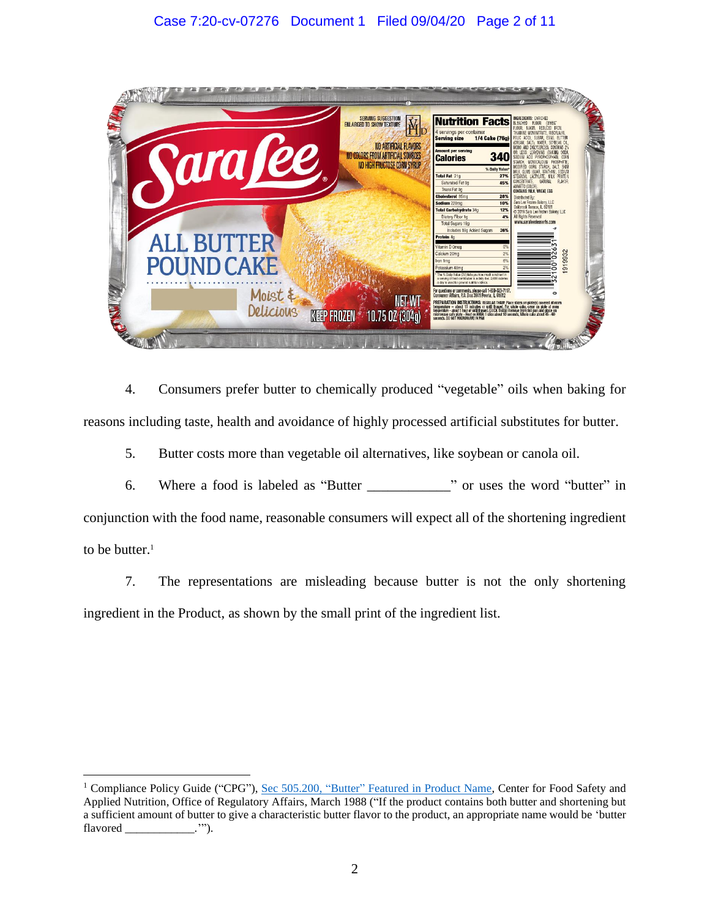4. Consumers prefer butter to chemically produced "vegetable" oils when baking for reasons including taste, health and avoidance of highly processed artificial substitutes for butter.

5. Butter costs more than vegetable oil alternatives, like soybean or canola oil.

6. Where a food is labeled as "Butter ___________" or uses the word "butter" in conjunction with the food name, reasonable consumers will expect all of the shortening ingredient to be butter.[1]

7. The representations are misleading because butter is not the only shortening ingredient in the Product, as shown by the small print of the ingredient list.

---

[1] Compliance Policy Guide ("CPG"), Sec 505.200, "Butter" Featured in Product Name, Center for Food Safety and Applied Nutrition, Office of Regulatory Affairs, March 1988 ("If the product contains both butter and shortening but a sufficient amount of butter to give a characteristic butter flavor to the product, an appropriate name would be 'butter flavored ___________.'").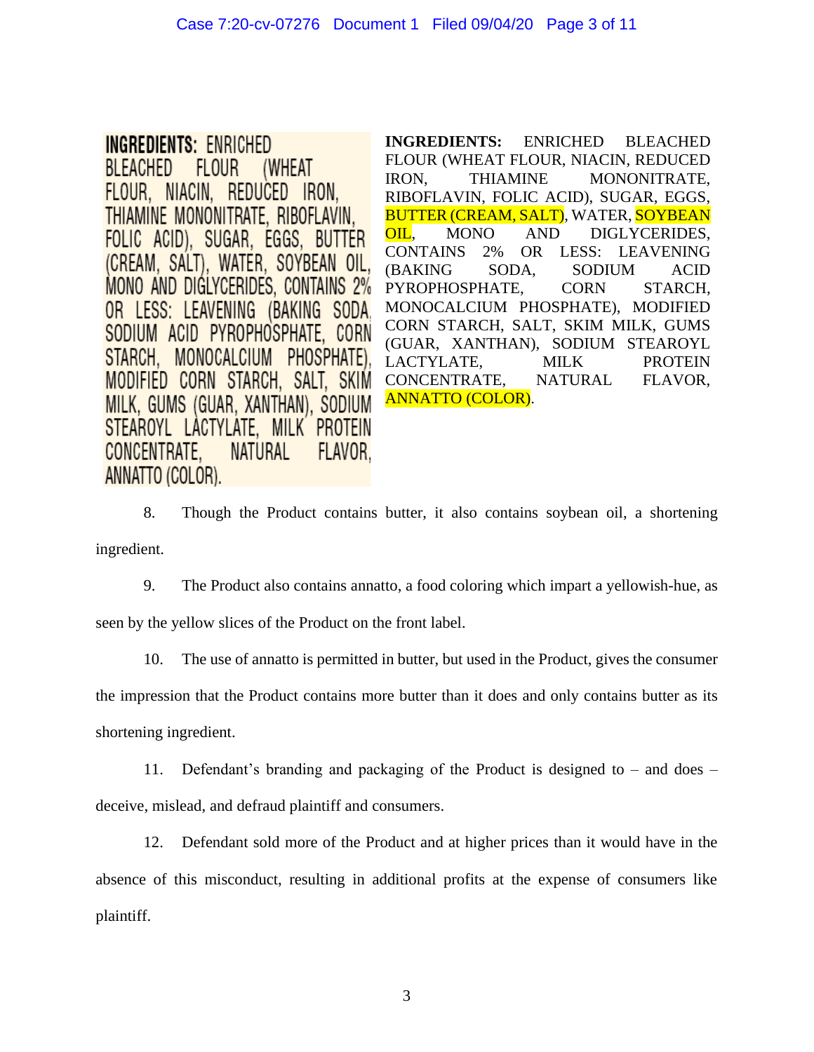INGREDIENTS: ENRICHED BLEACHED FLOUR (WHEAT FLOUR, NIACIN, REDUCED IRON, THIAMINE MONONITRATE, RIBOFLAVIN, FOLIC ACID), SUGAR, EGGS, BUTTER (CREAM, SALT), WATER, SOYBEAN OIL, MONO AND DIGLYCERIDES, CONTAINS 2% OR LESS: LEAVENING (BAKING SODA, SODIUM ACID PYROPHOSPHATE, CORN STARCH, MONOCALCIUM PHOSPHATE), MODIFIED CORN STARCH, SALT, SKIM MILK, GUMS (GUAR, XANTHAN), SODIUM STEAROYL LACTYLATE, MILK PROTEIN CONCENTRATE, NATURAL FLAVOR, ANNATTO (COLOR).

**INGREDIENTS:** ENRICHED BLEACHED FLOUR (WHEAT FLOUR, NIACIN, REDUCED IRON, THIAMINE MONONITRATE, RIBOFLAVIN, FOLIC ACID), SUGAR, EGGS, BUTTER (CREAM, SALT), WATER, SOYBEAN OIL, MONO AND DIGLYCERIDES, CONTAINS 2% OR LESS: LEAVENING (BAKING SODA, SODIUM ACID PYROPHOSPHATE, CORN STARCH, MONOCALCIUM PHOSPHATE), MODIFIED CORN STARCH, SALT, SKIM MILK, GUMS (GUAR, XANTHAN), SODIUM STEAROYL LACTYLATE, MILK PROTEIN CONCENTRATE, NATURAL FLAVOR, ANNATTO (COLOR).

8. Though the Product contains butter, it also contains soybean oil, a shortening ingredient.

9. The Product also contains annatto, a food coloring which impart a yellowish-hue, as seen by the yellow slices of the Product on the front label.

10. The use of annatto is permitted in butter, but used in the Product, gives the consumer the impression that the Product contains more butter than it does and only contains butter as its shortening ingredient.

11. Defendant's branding and packaging of the Product is designed to – and does – deceive, mislead, and defraud plaintiff and consumers.

12. Defendant sold more of the Product and at higher prices than it would have in the absence of this misconduct, resulting in additional profits at the expense of consumers like plaintiff.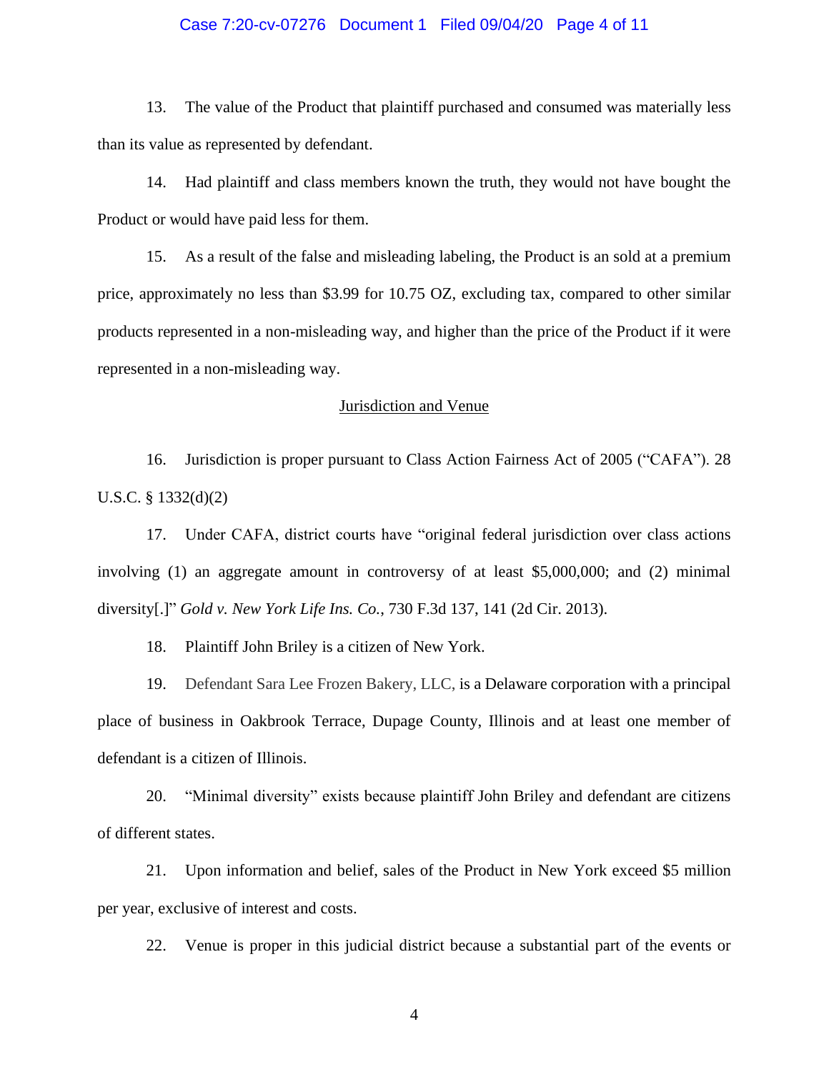13. The value of the Product that plaintiff purchased and consumed was materially less than its value as represented by defendant.

14. Had plaintiff and class members known the truth, they would not have bought the Product or would have paid less for them.

15. As a result of the false and misleading labeling, the Product is an sold at a premium price, approximately no less than $3.99 for 10.75 OZ, excluding tax, compared to other similar products represented in a non-misleading way, and higher than the price of the Product if it were represented in a non-misleading way.

<u>Jurisdiction and Venue</u>

16. Jurisdiction is proper pursuant to Class Action Fairness Act of 2005 ("CAFA"). 28 U.S.C. § 1332(d)(2)

17. Under CAFA, district courts have "original federal jurisdiction over class actions involving (1) an aggregate amount in controversy of at least $5,000,000; and (2) minimal diversity[.]" *Gold v. New York Life Ins. Co.*, 730 F.3d 137, 141 (2d Cir. 2013).

18. Plaintiff John Briley is a citizen of New York.

19. Defendant Sara Lee Frozen Bakery, LLC, is a Delaware corporation with a principal place of business in Oakbrook Terrace, Dupage County, Illinois and at least one member of defendant is a citizen of Illinois.

20. "Minimal diversity" exists because plaintiff John Briley and defendant are citizens of different states.

21. Upon information and belief, sales of the Product in New York exceed $5 million per year, exclusive of interest and costs.

22. Venue is proper in this judicial district because a substantial part of the events or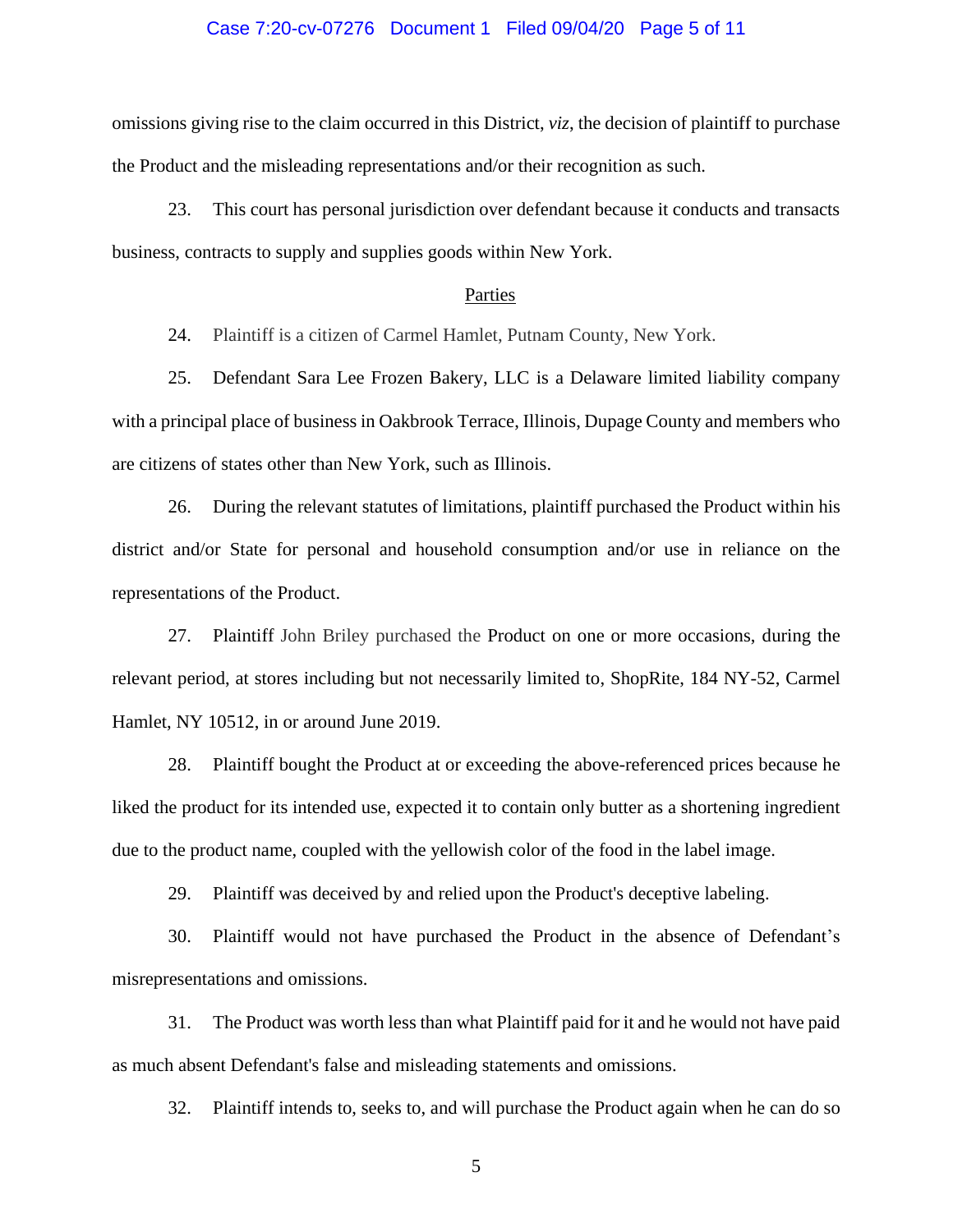omissions giving rise to the claim occurred in this District, *viz*, the decision of plaintiff to purchase the Product and the misleading representations and/or their recognition as such.

23. This court has personal jurisdiction over defendant because it conducts and transacts business, contracts to supply and supplies goods within New York.

<u>Parties</u>

24. Plaintiff is a citizen of Carmel Hamlet, Putnam County, New York.

25. Defendant Sara Lee Frozen Bakery, LLC is a Delaware limited liability company with a principal place of business in Oakbrook Terrace, Illinois, Dupage County and members who are citizens of states other than New York, such as Illinois.

26. During the relevant statutes of limitations, plaintiff purchased the Product within his district and/or State for personal and household consumption and/or use in reliance on the representations of the Product.

27. Plaintiff John Briley purchased the Product on one or more occasions, during the relevant period, at stores including but not necessarily limited to, ShopRite, 184 NY-52, Carmel Hamlet, NY 10512, in or around June 2019.

28. Plaintiff bought the Product at or exceeding the above-referenced prices because he liked the product for its intended use, expected it to contain only butter as a shortening ingredient due to the product name, coupled with the yellowish color of the food in the label image.

29. Plaintiff was deceived by and relied upon the Product's deceptive labeling.

30. Plaintiff would not have purchased the Product in the absence of Defendant's misrepresentations and omissions.

31. The Product was worth less than what Plaintiff paid for it and he would not have paid as much absent Defendant's false and misleading statements and omissions.

32. Plaintiff intends to, seeks to, and will purchase the Product again when he can do so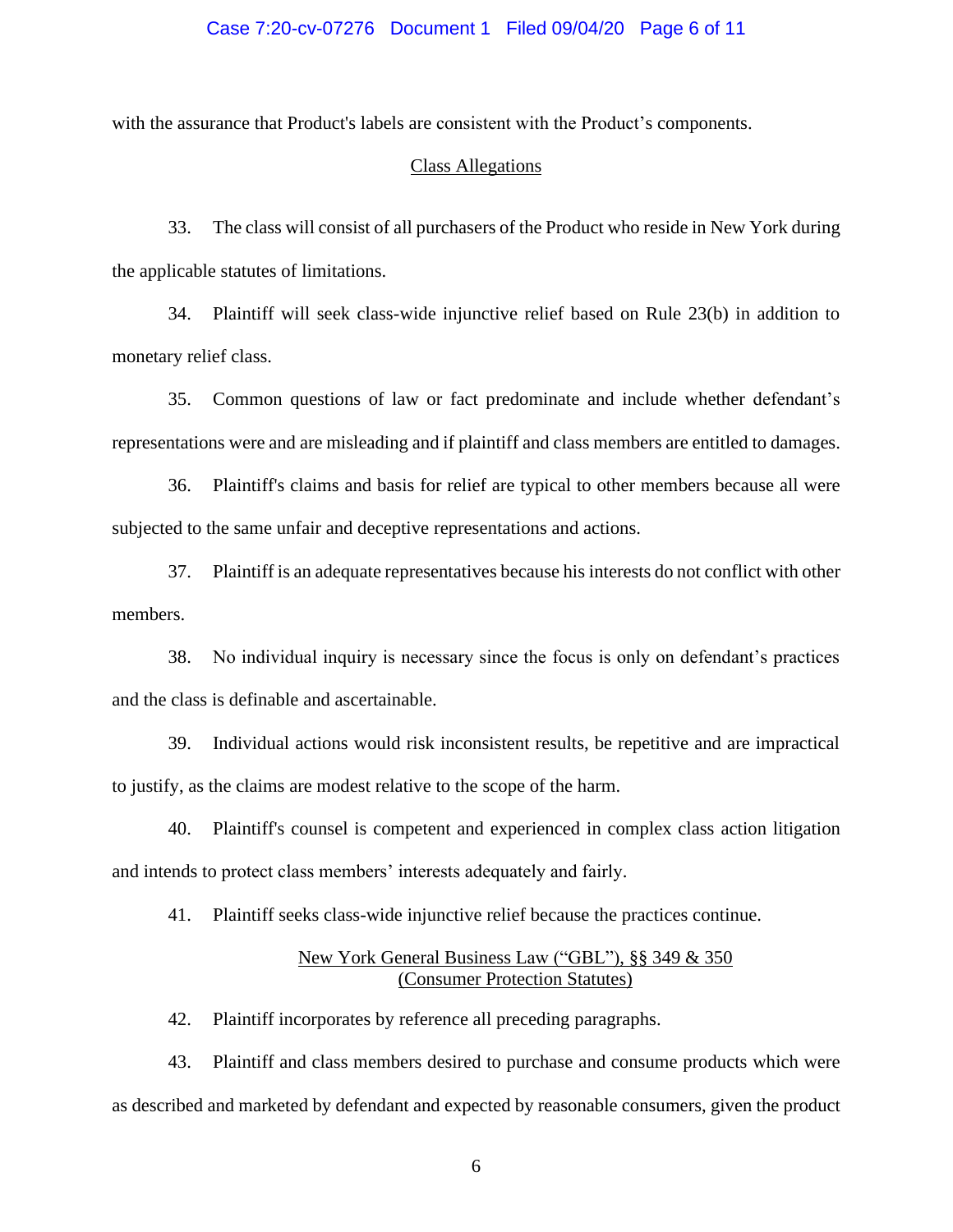with the assurance that Product's labels are consistent with the Product's components.

## Class Allegations

33. The class will consist of all purchasers of the Product who reside in New York during the applicable statutes of limitations.

34. Plaintiff will seek class-wide injunctive relief based on Rule 23(b) in addition to monetary relief class.

35. Common questions of law or fact predominate and include whether defendant's representations were and are misleading and if plaintiff and class members are entitled to damages.

36. Plaintiff's claims and basis for relief are typical to other members because all were subjected to the same unfair and deceptive representations and actions.

37. Plaintiff is an adequate representatives because his interests do not conflict with other members.

38. No individual inquiry is necessary since the focus is only on defendant's practices and the class is definable and ascertainable.

39. Individual actions would risk inconsistent results, be repetitive and are impractical to justify, as the claims are modest relative to the scope of the harm.

40. Plaintiff's counsel is competent and experienced in complex class action litigation and intends to protect class members' interests adequately and fairly.

41. Plaintiff seeks class-wide injunctive relief because the practices continue.

## New York General Business Law ("GBL"), §§ 349 & 350
## (Consumer Protection Statutes)

42. Plaintiff incorporates by reference all preceding paragraphs.

43. Plaintiff and class members desired to purchase and consume products which were as described and marketed by defendant and expected by reasonable consumers, given the product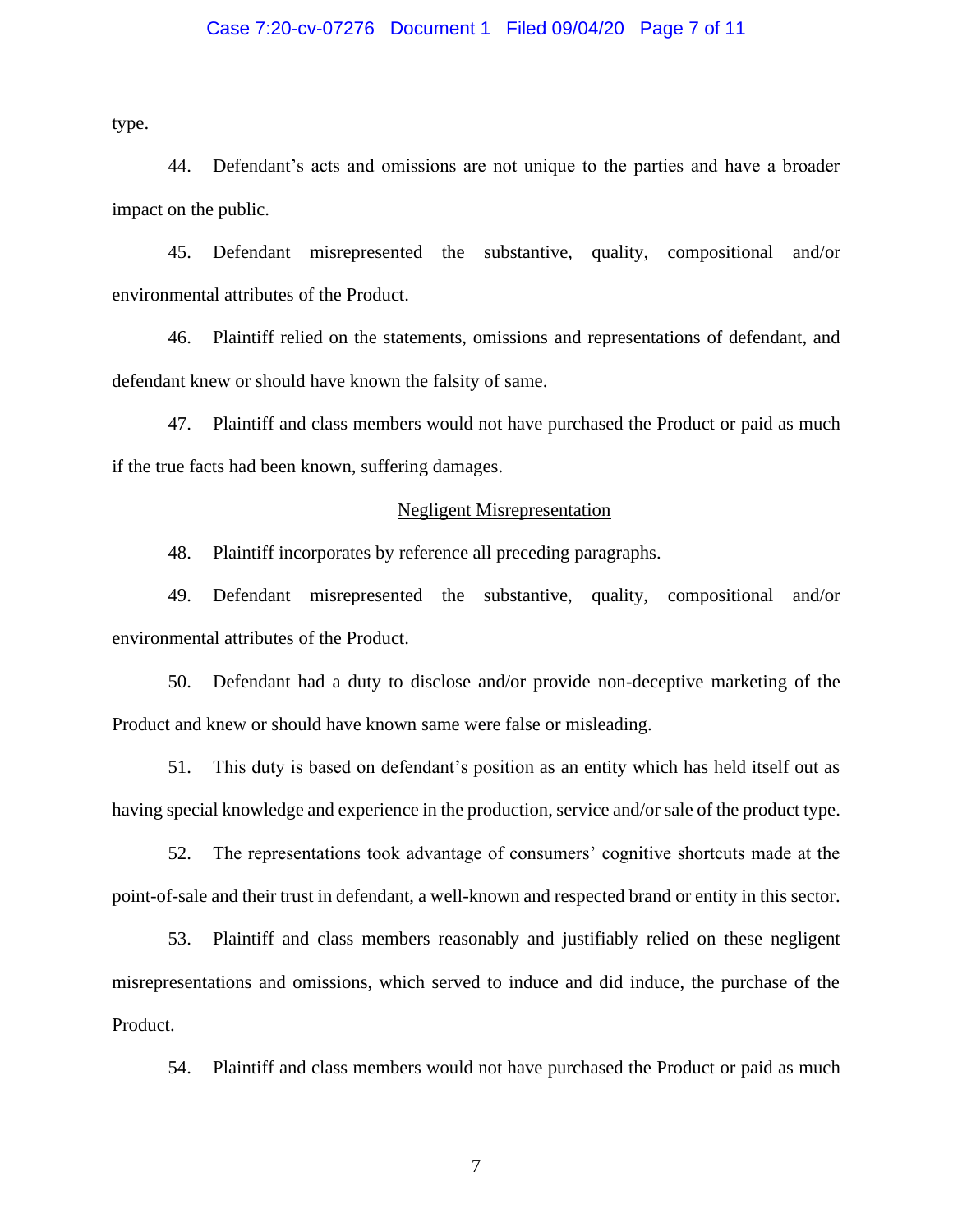type.

44. Defendant's acts and omissions are not unique to the parties and have a broader impact on the public.

45. Defendant misrepresented the substantive, quality, compositional and/or environmental attributes of the Product.

46. Plaintiff relied on the statements, omissions and representations of defendant, and defendant knew or should have known the falsity of same.

47. Plaintiff and class members would not have purchased the Product or paid as much if the true facts had been known, suffering damages.

## Negligent Misrepresentation

48. Plaintiff incorporates by reference all preceding paragraphs.

49. Defendant misrepresented the substantive, quality, compositional and/or environmental attributes of the Product.

50. Defendant had a duty to disclose and/or provide non-deceptive marketing of the Product and knew or should have known same were false or misleading.

51. This duty is based on defendant's position as an entity which has held itself out as having special knowledge and experience in the production, service and/or sale of the product type.

52. The representations took advantage of consumers' cognitive shortcuts made at the point-of-sale and their trust in defendant, a well-known and respected brand or entity in this sector.

53. Plaintiff and class members reasonably and justifiably relied on these negligent misrepresentations and omissions, which served to induce and did induce, the purchase of the Product.

54. Plaintiff and class members would not have purchased the Product or paid as much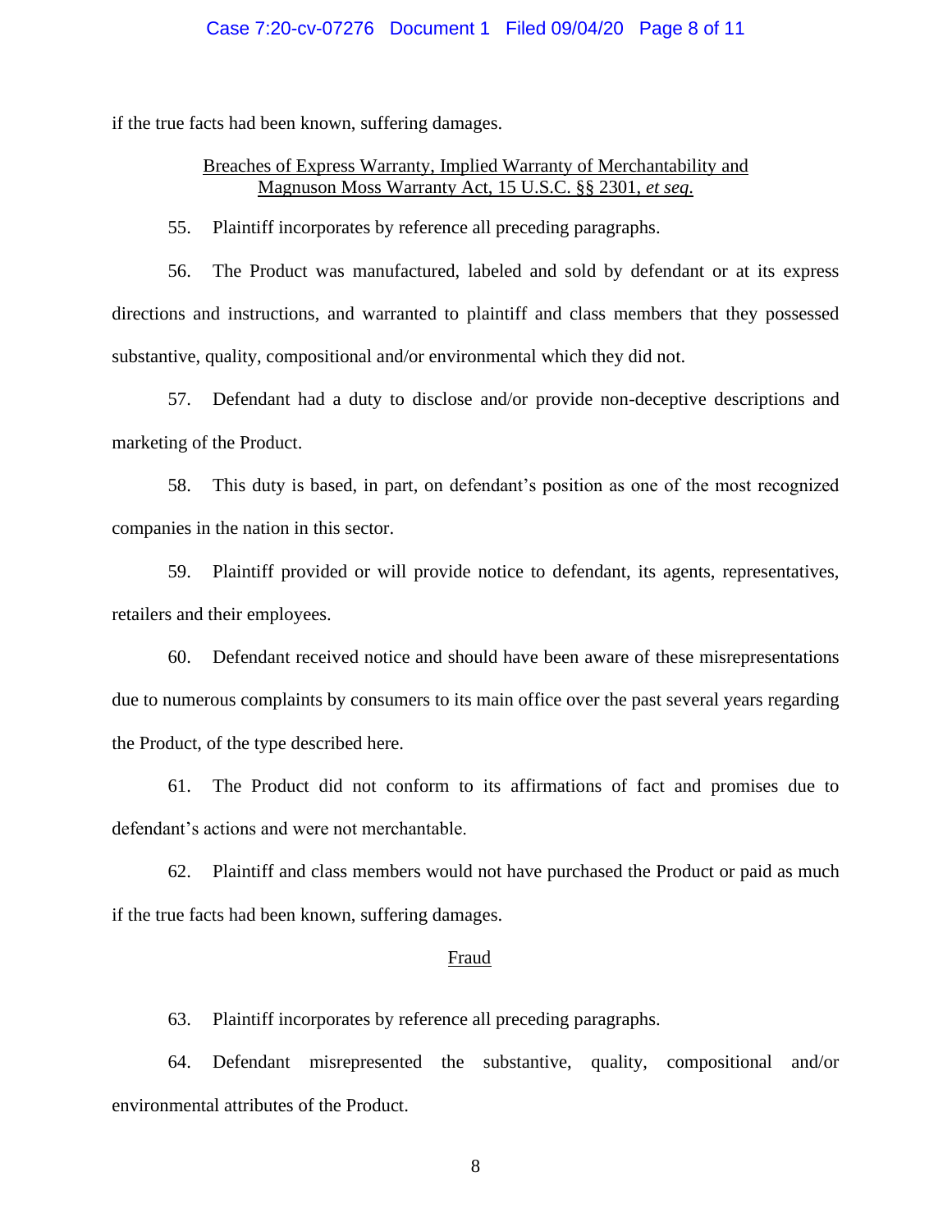if the true facts had been known, suffering damages.

<u>Breaches of Express Warranty, Implied Warranty of Merchantability and Magnuson Moss Warranty Act, 15 U.S.C. §§ 2301, *et seq*.</u>

55. Plaintiff incorporates by reference all preceding paragraphs.

56. The Product was manufactured, labeled and sold by defendant or at its express directions and instructions, and warranted to plaintiff and class members that they possessed substantive, quality, compositional and/or environmental which they did not.

57. Defendant had a duty to disclose and/or provide non-deceptive descriptions and marketing of the Product.

58. This duty is based, in part, on defendant's position as one of the most recognized companies in the nation in this sector.

59. Plaintiff provided or will provide notice to defendant, its agents, representatives, retailers and their employees.

60. Defendant received notice and should have been aware of these misrepresentations due to numerous complaints by consumers to its main office over the past several years regarding the Product, of the type described here.

61. The Product did not conform to its affirmations of fact and promises due to defendant's actions and were not merchantable.

62. Plaintiff and class members would not have purchased the Product or paid as much if the true facts had been known, suffering damages.

<u>Fraud</u>

63. Plaintiff incorporates by reference all preceding paragraphs.

64. Defendant misrepresented the substantive, quality, compositional and/or environmental attributes of the Product.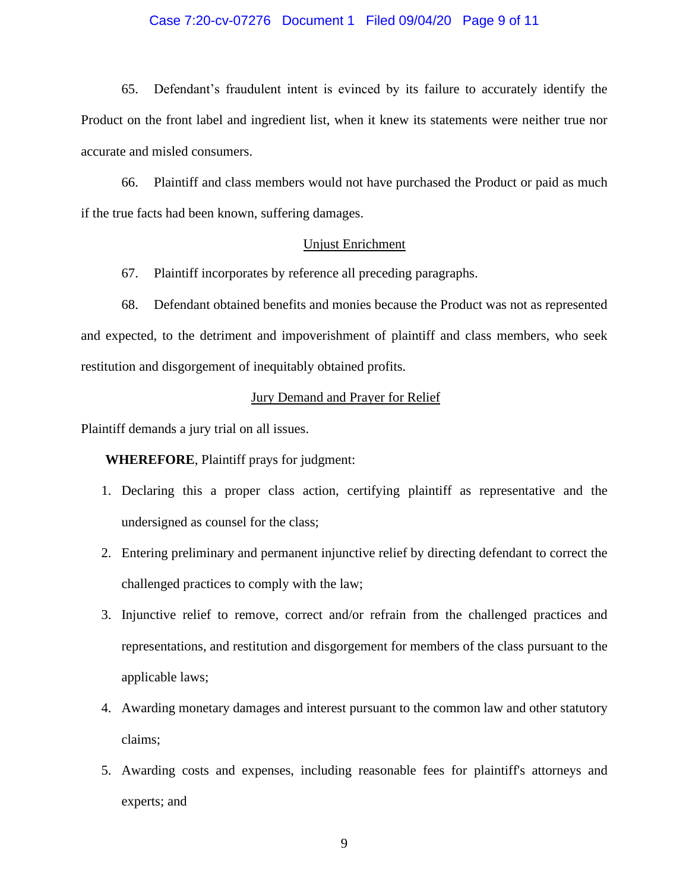65. Defendant's fraudulent intent is evinced by its failure to accurately identify the Product on the front label and ingredient list, when it knew its statements were neither true nor accurate and misled consumers.

66. Plaintiff and class members would not have purchased the Product or paid as much if the true facts had been known, suffering damages.

Unjust Enrichment

67. Plaintiff incorporates by reference all preceding paragraphs.

68. Defendant obtained benefits and monies because the Product was not as represented and expected, to the detriment and impoverishment of plaintiff and class members, who seek restitution and disgorgement of inequitably obtained profits.

Jury Demand and Prayer for Relief

Plaintiff demands a jury trial on all issues.

**WHEREFORE**, Plaintiff prays for judgment:

1. Declaring this a proper class action, certifying plaintiff as representative and the undersigned as counsel for the class;
2. Entering preliminary and permanent injunctive relief by directing defendant to correct the challenged practices to comply with the law;
3. Injunctive relief to remove, correct and/or refrain from the challenged practices and representations, and restitution and disgorgement for members of the class pursuant to the applicable laws;
4. Awarding monetary damages and interest pursuant to the common law and other statutory claims;
5. Awarding costs and expenses, including reasonable fees for plaintiff's attorneys and experts; and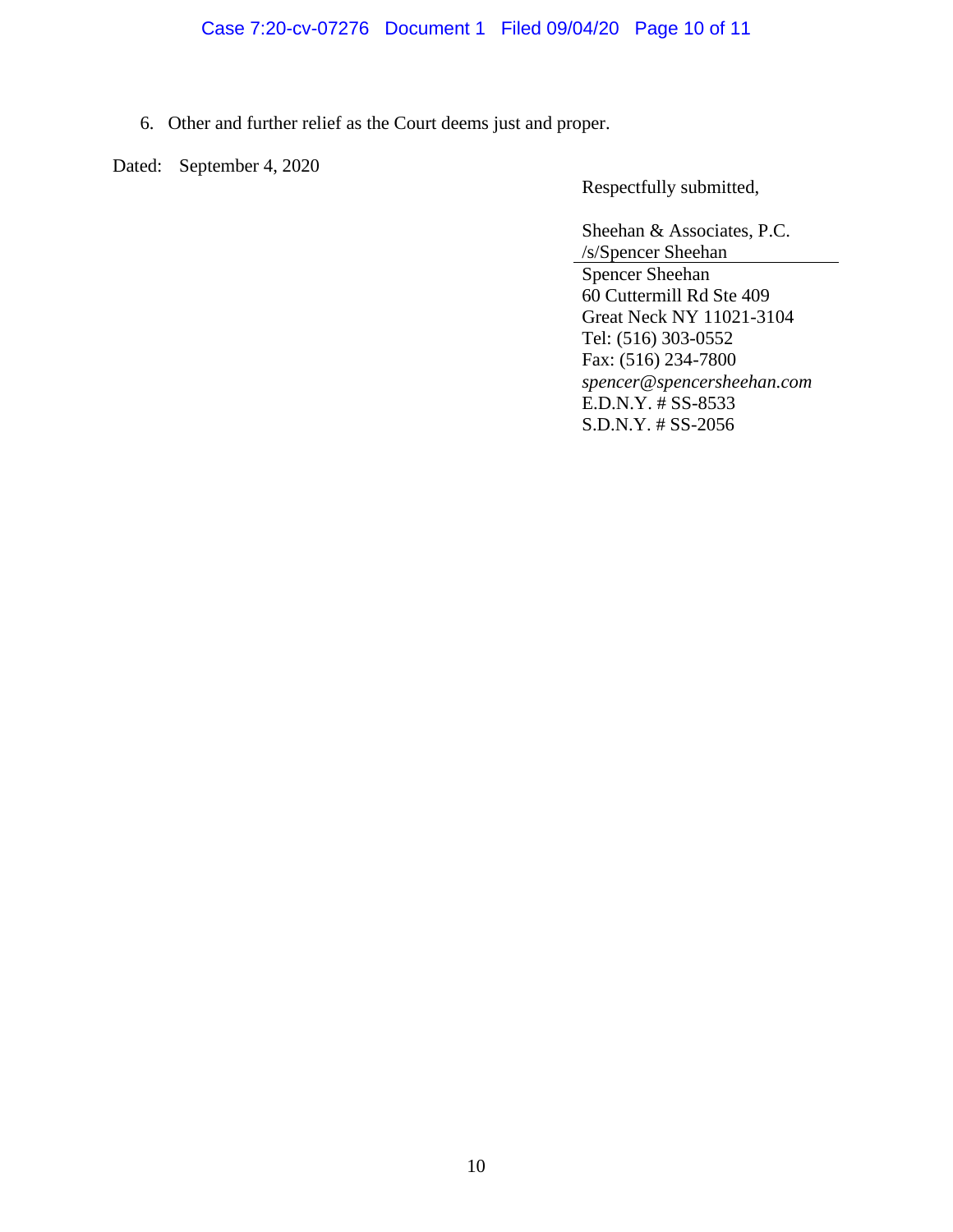6. Other and further relief as the Court deems just and proper.

Dated: September 4, 2020

Respectfully submitted,

Sheehan & Associates, P.C.
/s/Spencer Sheehan
Spencer Sheehan
60 Cuttermill Rd Ste 409
Great Neck NY 11021-3104
Tel: (516) 303-0552
Fax: (516) 234-7800
*spencer@spencersheehan.com*
E.D.N.Y. # SS-8533
S.D.N.Y. # SS-2056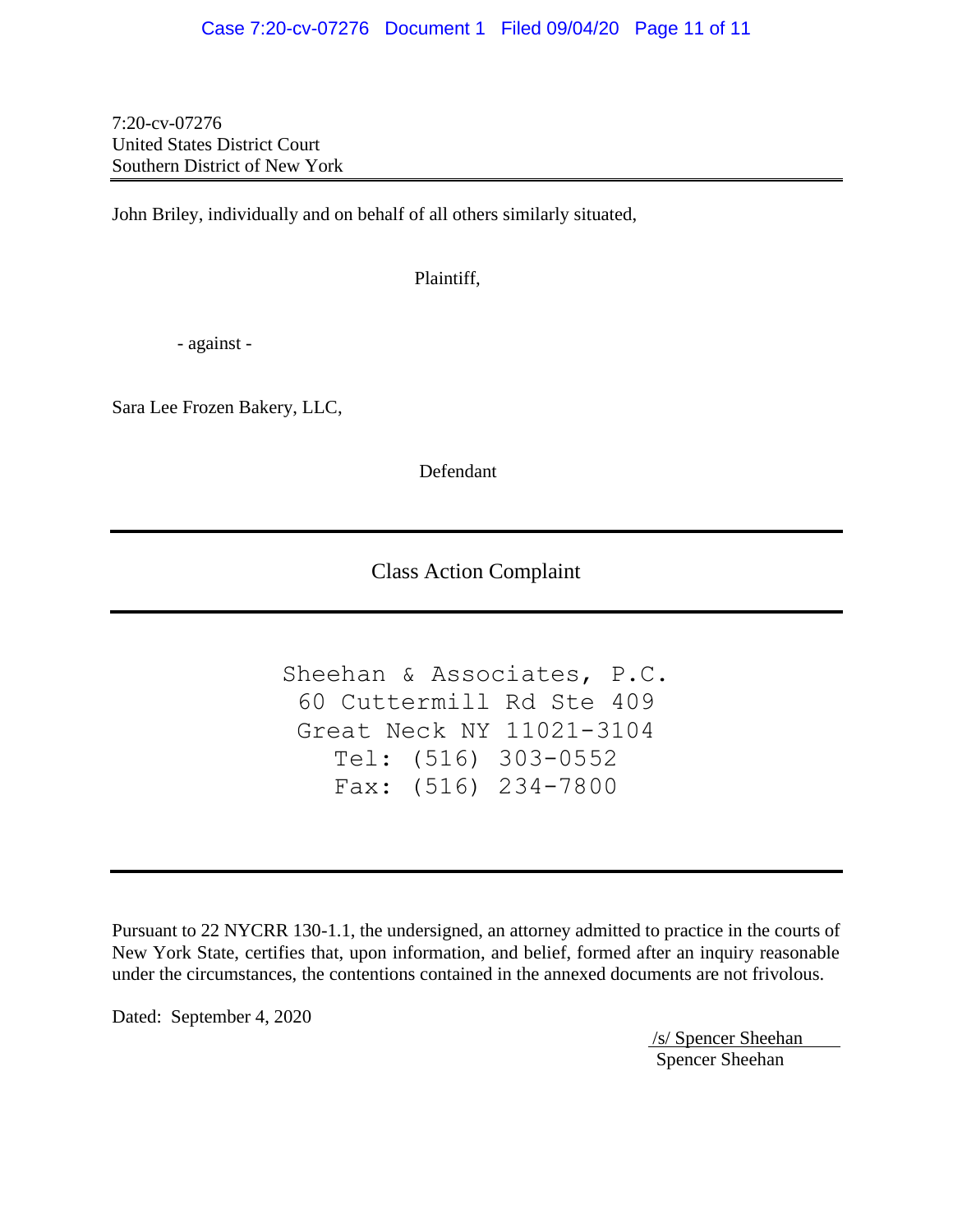7:20-cv-07276
United States District Court
Southern District of New York

---

John Briley, individually and on behalf of all others similarly situated,

Plaintiff,

- against -

Sara Lee Frozen Bakery, LLC,

Defendant

---

Class Action Complaint

---

Sheehan & Associates, P.C.
60 Cuttermill Rd Ste 409
Great Neck NY 11021-3104
Tel: (516) 303-0552
Fax: (516) 234-7800

---

Pursuant to 22 NYCRR 130-1.1, the undersigned, an attorney admitted to practice in the courts of New York State, certifies that, upon information, and belief, formed after an inquiry reasonable under the circumstances, the contentions contained in the annexed documents are not frivolous.

Dated: September 4, 2020

/s/ Spencer Sheehan
Spencer Sheehan